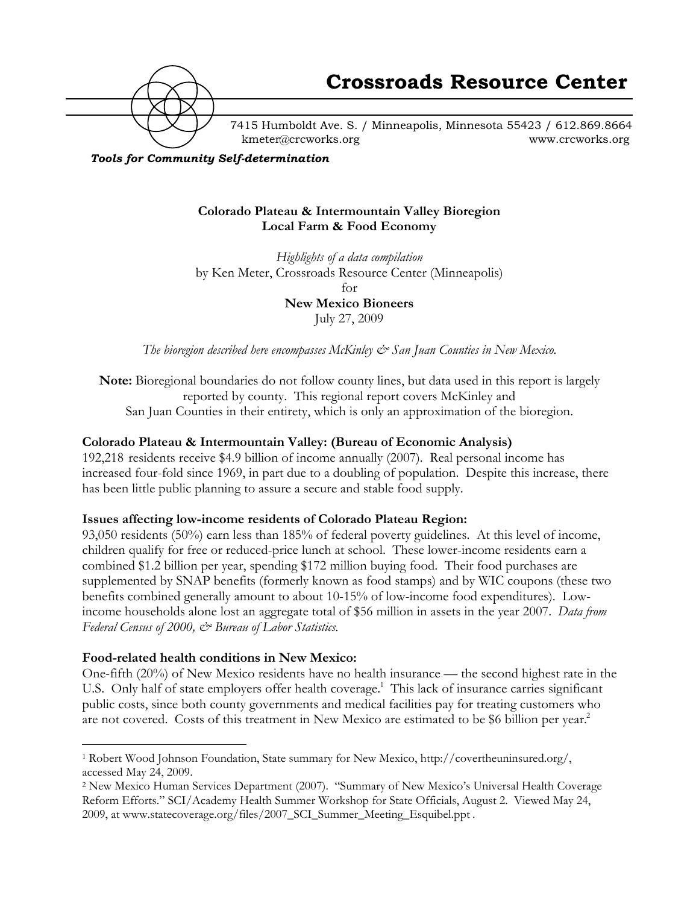# Crossroads Resource Center

7415 Humboldt Ave. S. / Minneapolis, Minnesota 55423 / 612.869.8664
kmeter@crcworks.org www.crcworks.org

***Tools for Community Self-determination***

**Colorado Plateau & Intermountain Valley Bioregion**
**Local Farm & Food Economy**

*Highlights of a data compilation*
by Ken Meter, Crossroads Resource Center (Minneapolis)
for
**New Mexico Bioneers**
July 27, 2009

*The bioregion described here encompasses McKinley & San Juan Counties in New Mexico.*

**Note:** Bioregional boundaries do not follow county lines, but data used in this report is largely reported by county. This regional report covers McKinley and San Juan Counties in their entirety, which is only an approximation of the bioregion.

**Colorado Plateau & Intermountain Valley: (Bureau of Economic Analysis)**
192,218 residents receive $4.9 billion of income annually (2007). Real personal income has increased four-fold since 1969, in part due to a doubling of population. Despite this increase, there has been little public planning to assure a secure and stable food supply.

**Issues affecting low-income residents of Colorado Plateau Region:**
93,050 residents (50%) earn less than 185% of federal poverty guidelines. At this level of income, children qualify for free or reduced-price lunch at school. These lower-income residents earn a combined $1.2 billion per year, spending $172 million buying food. Their food purchases are supplemented by SNAP benefits (formerly known as food stamps) and by WIC coupons (these two benefits combined generally amount to about 10-15% of low-income food expenditures). Low-income households alone lost an aggregate total of $56 million in assets in the year 2007. *Data from Federal Census of 2000, & Bureau of Labor Statistics.*

**Food-related health conditions in New Mexico:**
One-fifth (20%) of New Mexico residents have no health insurance — the second highest rate in the U.S. Only half of state employers offer health coverage.[1] This lack of insurance carries significant public costs, since both county governments and medical facilities pay for treating customers who are not covered. Costs of this treatment in New Mexico are estimated to be $6 billion per year.[2]

---

[1] Robert Wood Johnson Foundation, State summary for New Mexico, http://covertheuninsured.org/, accessed May 24, 2009.

[2] New Mexico Human Services Department (2007). "Summary of New Mexico's Universal Health Coverage Reform Efforts." SCI/Academy Health Summer Workshop for State Officials, August 2. Viewed May 24, 2009, at www.statecoverage.org/files/2007_SCI_Summer_Meeting_Esquibel.ppt .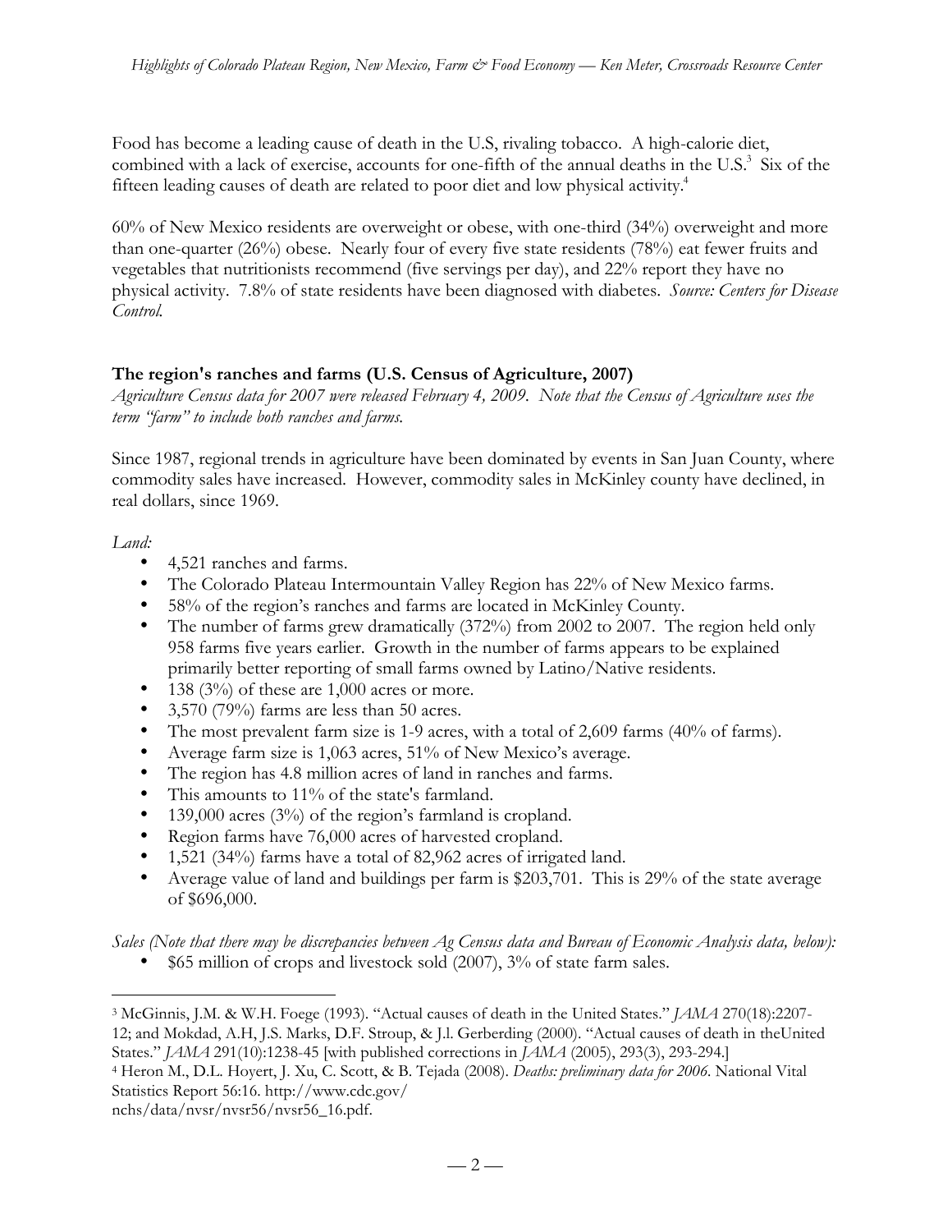Food has become a leading cause of death in the U.S, rivaling tobacco. A high-calorie diet, combined with a lack of exercise, accounts for one-fifth of the annual deaths in the U.S.[3] Six of the fifteen leading causes of death are related to poor diet and low physical activity.[4]

60% of New Mexico residents are overweight or obese, with one-third (34%) overweight and more than one-quarter (26%) obese. Nearly four of every five state residents (78%) eat fewer fruits and vegetables that nutritionists recommend (five servings per day), and 22% report they have no physical activity. 7.8% of state residents have been diagnosed with diabetes. *Source: Centers for Disease Control.*

**The region's ranches and farms (U.S. Census of Agriculture, 2007)**

*Agriculture Census data for 2007 were released February 4, 2009. Note that the Census of Agriculture uses the term "farm" to include both ranches and farms.*

Since 1987, regional trends in agriculture have been dominated by events in San Juan County, where commodity sales have increased. However, commodity sales in McKinley county have declined, in real dollars, since 1969.

*Land:*

- 4,521 ranches and farms.
- The Colorado Plateau Intermountain Valley Region has 22% of New Mexico farms.
- 58% of the region's ranches and farms are located in McKinley County.
- The number of farms grew dramatically (372%) from 2002 to 2007. The region held only 958 farms five years earlier. Growth in the number of farms appears to be explained primarily better reporting of small farms owned by Latino/Native residents.
- 138 (3%) of these are 1,000 acres or more.
- 3,570 (79%) farms are less than 50 acres.
- The most prevalent farm size is 1-9 acres, with a total of 2,609 farms (40% of farms).
- Average farm size is 1,063 acres, 51% of New Mexico's average.
- The region has 4.8 million acres of land in ranches and farms.
- This amounts to 11% of the state's farmland.
- 139,000 acres (3%) of the region's farmland is cropland.
- Region farms have 76,000 acres of harvested cropland.
- 1,521 (34%) farms have a total of 82,962 acres of irrigated land.
- Average value of land and buildings per farm is $203,701. This is 29% of the state average of $696,000.

*Sales (Note that there may be discrepancies between Ag Census data and Bureau of Economic Analysis data, below):*

- $65 million of crops and livestock sold (2007), 3% of state farm sales.

---

[3] McGinnis, J.M. & W.H. Foege (1993). "Actual causes of death in the United States." *JAMA* 270(18):2207-12; and Mokdad, A.H, J.S. Marks, D.F. Stroup, & J.l. Gerberding (2000). "Actual causes of death in theUnited States." *JAMA* 291(10):1238-45 [with published corrections in *JAMA* (2005), 293(3), 293-294.]

[4] Heron M., D.L. Hoyert, J. Xu, C. Scott, & B. Tejada (2008). *Deaths: preliminary data for 2006*. National Vital Statistics Report 56:16. http://www.cdc.gov/nchs/data/nvsr/nvsr56/nvsr56_16.pdf.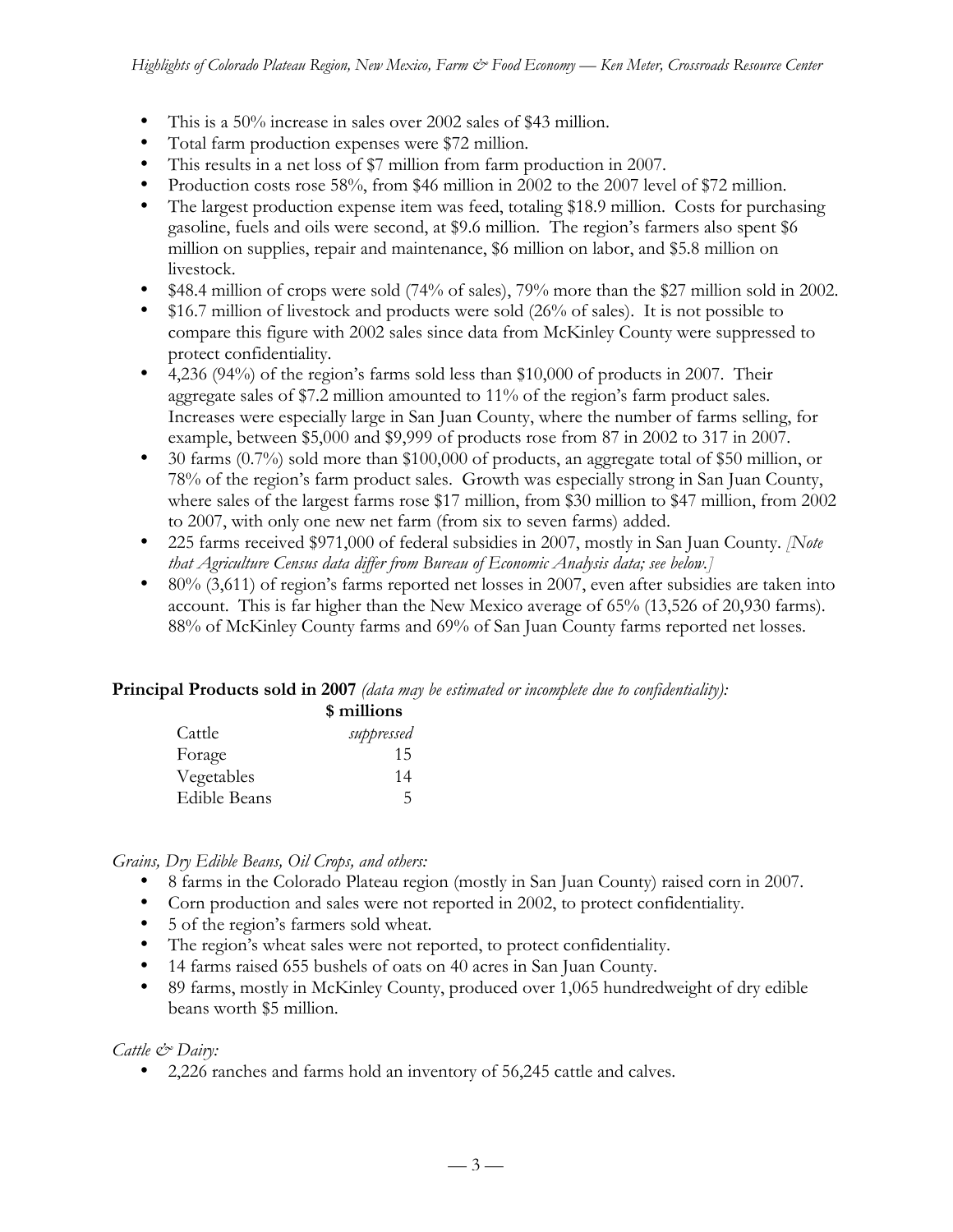- This is a 50% increase in sales over 2002 sales of $43 million.
- Total farm production expenses were $72 million.
- This results in a net loss of $7 million from farm production in 2007.
- Production costs rose 58%, from $46 million in 2002 to the 2007 level of $72 million.
- The largest production expense item was feed, totaling $18.9 million. Costs for purchasing gasoline, fuels and oils were second, at $9.6 million. The region's farmers also spent $6 million on supplies, repair and maintenance, $6 million on labor, and $5.8 million on livestock.
- $48.4 million of crops were sold (74% of sales), 79% more than the $27 million sold in 2002.
- $16.7 million of livestock and products were sold (26% of sales). It is not possible to compare this figure with 2002 sales since data from McKinley County were suppressed to protect confidentiality.
- 4,236 (94%) of the region's farms sold less than $10,000 of products in 2007. Their aggregate sales of $7.2 million amounted to 11% of the region's farm product sales. Increases were especially large in San Juan County, where the number of farms selling, for example, between $5,000 and $9,999 of products rose from 87 in 2002 to 317 in 2007.
- 30 farms (0.7%) sold more than $100,000 of products, an aggregate total of $50 million, or 78% of the region's farm product sales. Growth was especially strong in San Juan County, where sales of the largest farms rose $17 million, from $30 million to $47 million, from 2002 to 2007, with only one new net farm (from six to seven farms) added.
- 225 farms received $971,000 of federal subsidies in 2007, mostly in San Juan County. *[Note that Agriculture Census data differ from Bureau of Economic Analysis data; see below.]*
- 80% (3,611) of region's farms reported net losses in 2007, even after subsidies are taken into account. This is far higher than the New Mexico average of 65% (13,526 of 20,930 farms). 88% of McKinley County farms and 69% of San Juan County farms reported net losses.

**Principal Products sold in 2007** *(data may be estimated or incomplete due to confidentiality):*

| | **$ millions** |
|---|---|
| Cattle | *suppressed* |
| Forage | 15 |
| Vegetables | 14 |
| Edible Beans | 5 |

*Grains, Dry Edible Beans, Oil Crops, and others:*

- 8 farms in the Colorado Plateau region (mostly in San Juan County) raised corn in 2007.
- Corn production and sales were not reported in 2002, to protect confidentiality.
- 5 of the region's farmers sold wheat.
- The region's wheat sales were not reported, to protect confidentiality.
- 14 farms raised 655 bushels of oats on 40 acres in San Juan County.
- 89 farms, mostly in McKinley County, produced over 1,065 hundredweight of dry edible beans worth $5 million.

*Cattle & Dairy:*

- 2,226 ranches and farms hold an inventory of 56,245 cattle and calves.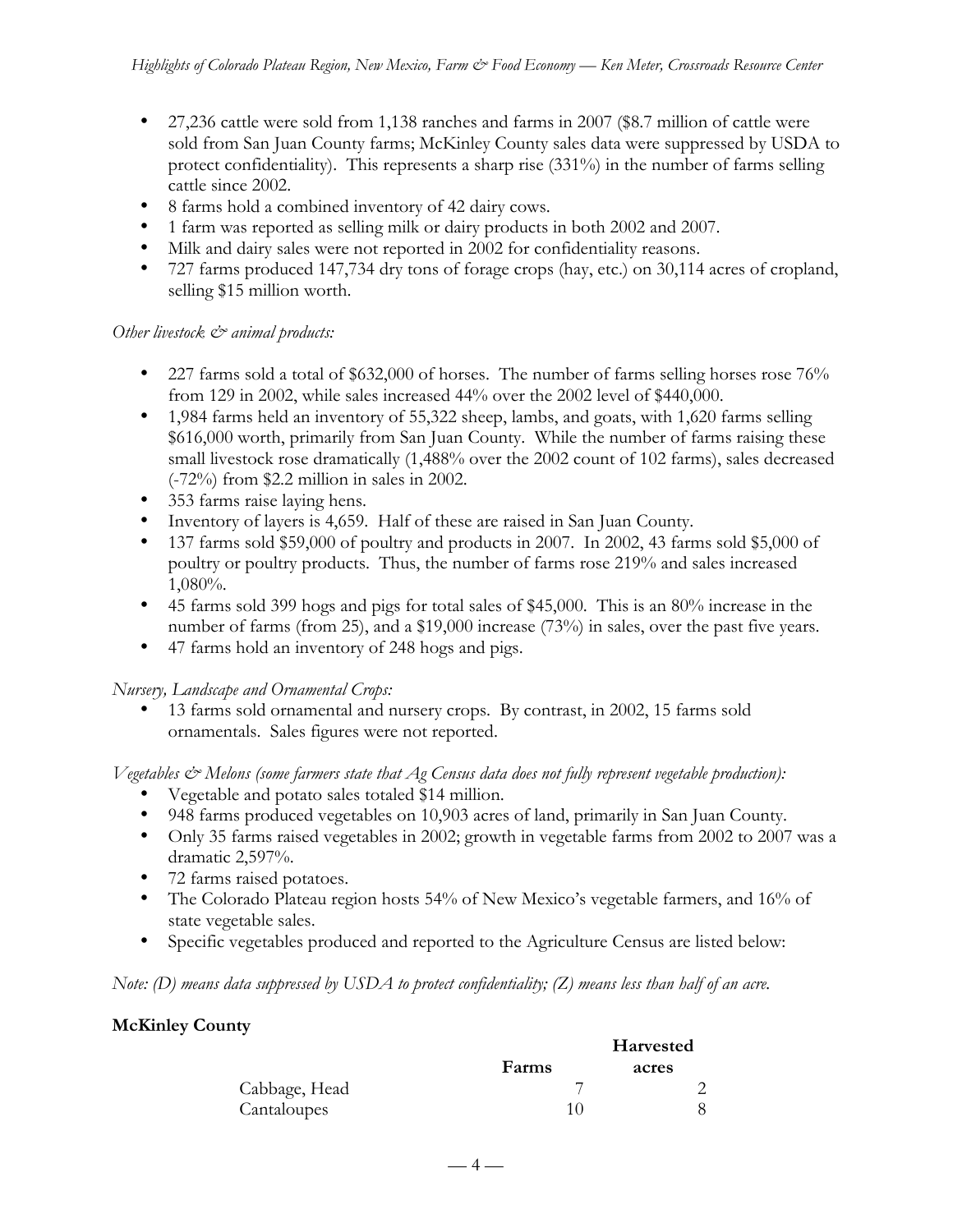- 27,236 cattle were sold from 1,138 ranches and farms in 2007 ($8.7 million of cattle were sold from San Juan County farms; McKinley County sales data were suppressed by USDA to protect confidentiality). This represents a sharp rise (331%) in the number of farms selling cattle since 2002.
- 8 farms hold a combined inventory of 42 dairy cows.
- 1 farm was reported as selling milk or dairy products in both 2002 and 2007.
- Milk and dairy sales were not reported in 2002 for confidentiality reasons.
- 727 farms produced 147,734 dry tons of forage crops (hay, etc.) on 30,114 acres of cropland, selling $15 million worth.

*Other livestock & animal products:*

- 227 farms sold a total of $632,000 of horses. The number of farms selling horses rose 76% from 129 in 2002, while sales increased 44% over the 2002 level of $440,000.
- 1,984 farms held an inventory of 55,322 sheep, lambs, and goats, with 1,620 farms selling $616,000 worth, primarily from San Juan County. While the number of farms raising these small livestock rose dramatically (1,488% over the 2002 count of 102 farms), sales decreased (-72%) from $2.2 million in sales in 2002.
- 353 farms raise laying hens.
- Inventory of layers is 4,659. Half of these are raised in San Juan County.
- 137 farms sold $59,000 of poultry and products in 2007. In 2002, 43 farms sold $5,000 of poultry or poultry products. Thus, the number of farms rose 219% and sales increased 1,080%.
- 45 farms sold 399 hogs and pigs for total sales of $45,000. This is an 80% increase in the number of farms (from 25), and a $19,000 increase (73%) in sales, over the past five years.
- 47 farms hold an inventory of 248 hogs and pigs.

*Nursery, Landscape and Ornamental Crops:*

- 13 farms sold ornamental and nursery crops. By contrast, in 2002, 15 farms sold ornamentals. Sales figures were not reported.

*Vegetables & Melons (some farmers state that Ag Census data does not fully represent vegetable production):*

- Vegetable and potato sales totaled $14 million.
- 948 farms produced vegetables on 10,903 acres of land, primarily in San Juan County.
- Only 35 farms raised vegetables in 2002; growth in vegetable farms from 2002 to 2007 was a dramatic 2,597%.
- 72 farms raised potatoes.
- The Colorado Plateau region hosts 54% of New Mexico's vegetable farmers, and 16% of state vegetable sales.
- Specific vegetables produced and reported to the Agriculture Census are listed below:

*Note: (D) means data suppressed by USDA to protect confidentiality; (Z) means less than half of an acre.*

**McKinley County**

| | Farms | Harvested acres |
|---|---|---|
| Cabbage, Head | 7 | 2 |
| Cantaloupes | 10 | 8 |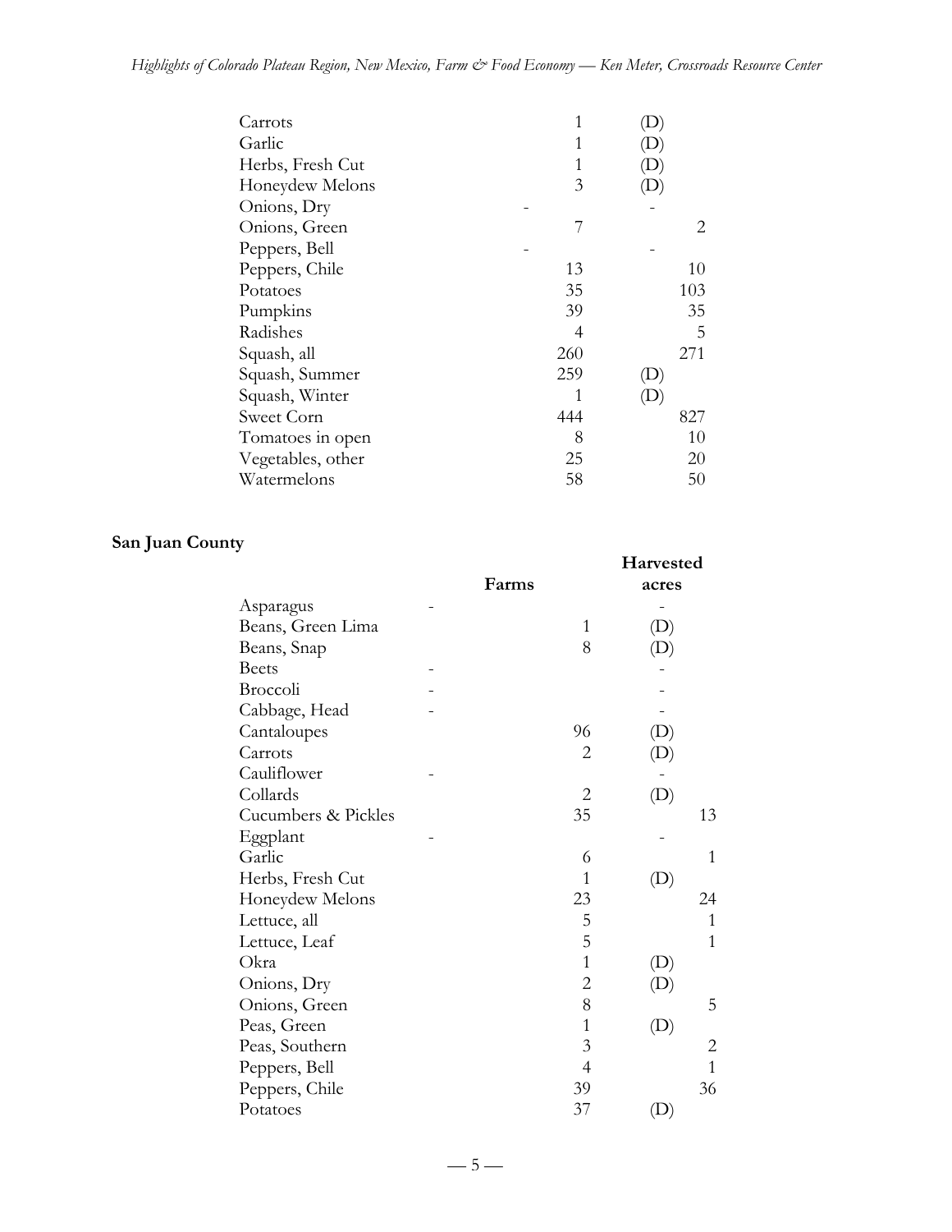| | | |
|---|---|---|
| Carrots | 1 | (D) |
| Garlic | 1 | (D) |
| Herbs, Fresh Cut | 1 | (D) |
| Honeydew Melons | 3 | (D) |
| Onions, Dry | - | - |
| Onions, Green | 7 | 2 |
| Peppers, Bell | - | - |
| Peppers, Chile | 13 | 10 |
| Potatoes | 35 | 103 |
| Pumpkins | 39 | 35 |
| Radishes | 4 | 5 |
| Squash, all | 260 | 271 |
| Squash, Summer | 259 | (D) |
| Squash, Winter | 1 | (D) |
| Sweet Corn | 444 | 827 |
| Tomatoes in open | 8 | 10 |
| Vegetables, other | 25 | 20 |
| Watermelons | 58 | 50 |

**San Juan County**

| | Farms | Harvested acres |
|---|---|---|
| Asparagus | - | - |
| Beans, Green Lima | 1 | (D) |
| Beans, Snap | 8 | (D) |
| Beets | - | - |
| Broccoli | - | - |
| Cabbage, Head | - | - |
| Cantaloupes | 96 | (D) |
| Carrots | 2 | (D) |
| Cauliflower | - | - |
| Collards | 2 | (D) |
| Cucumbers & Pickles | 35 | 13 |
| Eggplant | - | - |
| Garlic | 6 | 1 |
| Herbs, Fresh Cut | 1 | (D) |
| Honeydew Melons | 23 | 24 |
| Lettuce, all | 5 | 1 |
| Lettuce, Leaf | 5 | 1 |
| Okra | 1 | (D) |
| Onions, Dry | 2 | (D) |
| Onions, Green | 8 | 5 |
| Peas, Green | 1 | (D) |
| Peas, Southern | 3 | 2 |
| Peppers, Bell | 4 | 1 |
| Peppers, Chile | 39 | 36 |
| Potatoes | 37 | (D) |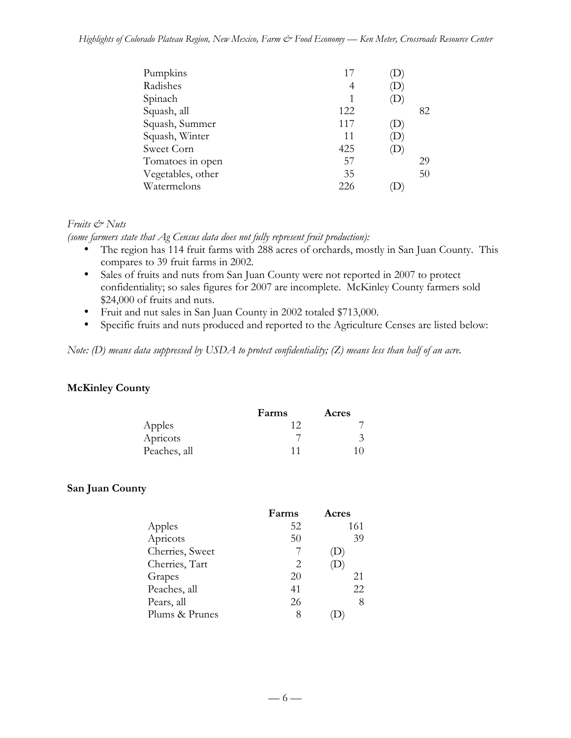| | | | |
|---|---|---|---|
| Pumpkins | 17 | (D) | |
| Radishes | 4 | (D) | |
| Spinach | 1 | (D) | |
| Squash, all | 122 | | 82 |
| Squash, Summer | 117 | (D) | |
| Squash, Winter | 11 | (D) | |
| Sweet Corn | 425 | (D) | |
| Tomatoes in open | 57 | | 29 |
| Vegetables, other | 35 | | 50 |
| Watermelons | 226 | (D) | |

*Fruits & Nuts*

*(some farmers state that Ag Census data does not fully represent fruit production):*

- The region has 114 fruit farms with 288 acres of orchards, mostly in San Juan County. This compares to 39 fruit farms in 2002.
- Sales of fruits and nuts from San Juan County were not reported in 2007 to protect confidentiality; so sales figures for 2007 are incomplete. McKinley County farmers sold $24,000 of fruits and nuts.
- Fruit and nut sales in San Juan County in 2002 totaled $713,000.
- Specific fruits and nuts produced and reported to the Agriculture Censes are listed below:

*Note: (D) means data suppressed by USDA to protect confidentiality; (Z) means less than half of an acre.*

**McKinley County**

| | Farms | Acres |
|---|---|---|
| Apples | 12 | 7 |
| Apricots | 7 | 3 |
| Peaches, all | 11 | 10 |

**San Juan County**

| | Farms | Acres |
|---|---|---|
| Apples | 52 | 161 |
| Apricots | 50 | 39 |
| Cherries, Sweet | 7 | (D) |
| Cherries, Tart | 2 | (D) |
| Grapes | 20 | 21 |
| Peaches, all | 41 | 22 |
| Pears, all | 26 | 8 |
| Plums & Prunes | 8 | (D) |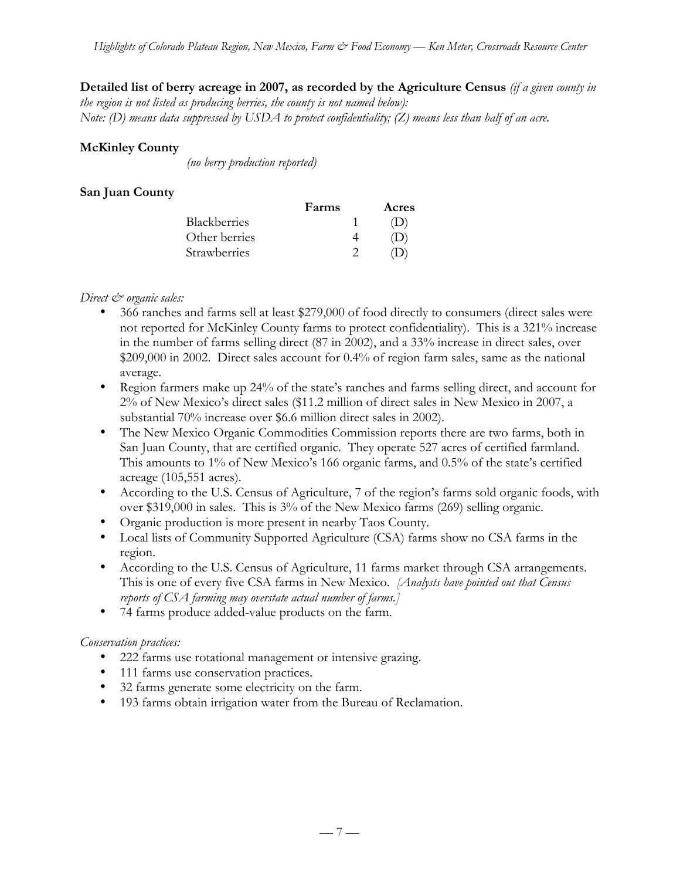**Detailed list of berry acreage in 2007, as recorded by the Agriculture Census** *(if a given county in the region is not listed as producing berries, the county is not named below):*
*Note: (D) means data suppressed by USDA to protect confidentiality; (Z) means less than half of an acre.*

**McKinley County**

*(no berry production reported)*

**San Juan County**

| | Farms | Acres |
|---|---|---|
| Blackberries | 1 | (D) |
| Other berries | 4 | (D) |
| Strawberries | 2 | (D) |

*Direct & organic sales:*

- 366 ranches and farms sell at least $279,000 of food directly to consumers (direct sales were not reported for McKinley County farms to protect confidentiality). This is a 321% increase in the number of farms selling direct (87 in 2002), and a 33% increase in direct sales, over $209,000 in 2002. Direct sales account for 0.4% of region farm sales, same as the national average.
- Region farmers make up 24% of the state's ranches and farms selling direct, and account for 2% of New Mexico's direct sales ($11.2 million of direct sales in New Mexico in 2007, a substantial 70% increase over $6.6 million direct sales in 2002).
- The New Mexico Organic Commodities Commission reports there are two farms, both in San Juan County, that are certified organic. They operate 527 acres of certified farmland. This amounts to 1% of New Mexico's 166 organic farms, and 0.5% of the state's certified acreage (105,551 acres).
- According to the U.S. Census of Agriculture, 7 of the region's farms sold organic foods, with over $319,000 in sales. This is 3% of the New Mexico farms (269) selling organic.
- Organic production is more present in nearby Taos County.
- Local lists of Community Supported Agriculture (CSA) farms show no CSA farms in the region.
- According to the U.S. Census of Agriculture, 11 farms market through CSA arrangements. This is one of every five CSA farms in New Mexico. *[Analysts have pointed out that Census reports of CSA farming may overstate actual number of farms.]*
- 74 farms produce added-value products on the farm.

*Conservation practices:*

- 222 farms use rotational management or intensive grazing.
- 111 farms use conservation practices.
- 32 farms generate some electricity on the farm.
- 193 farms obtain irrigation water from the Bureau of Reclamation.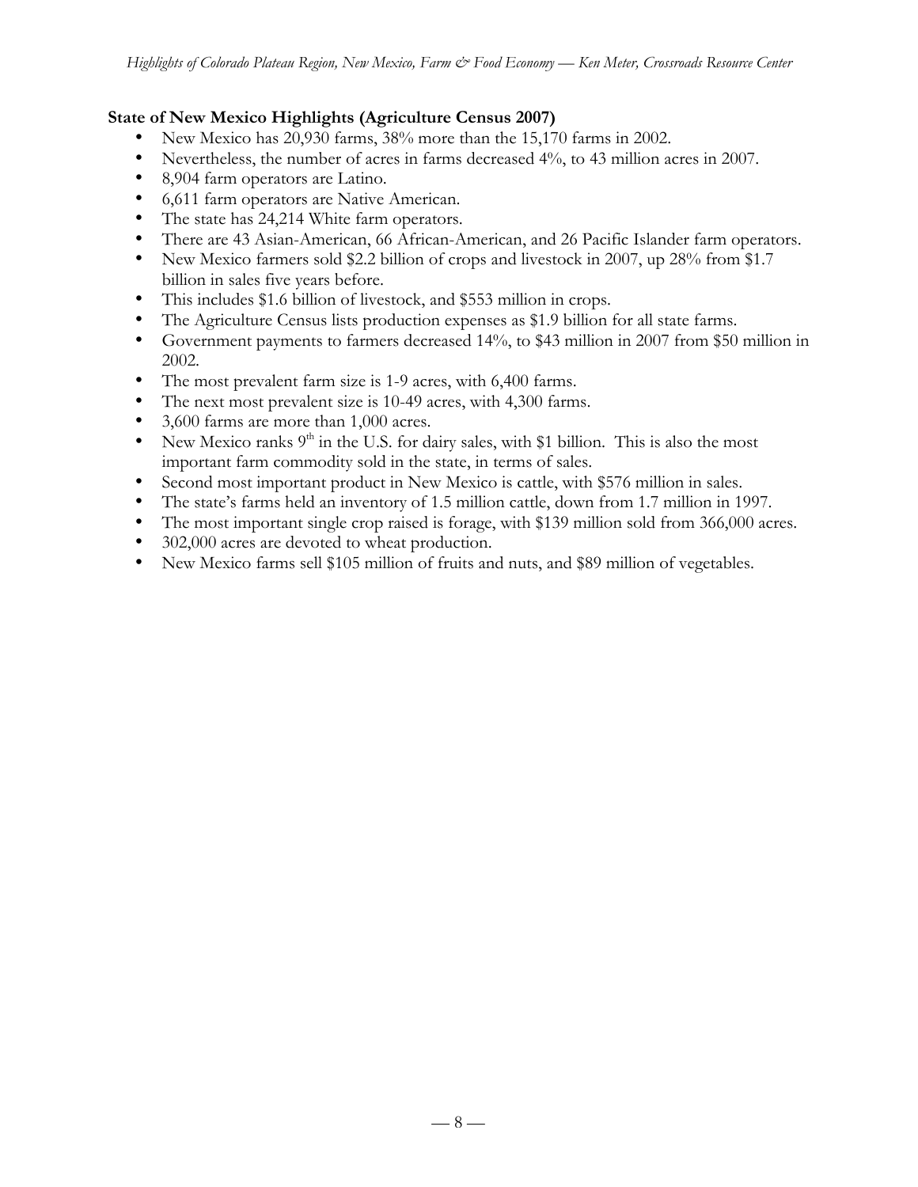**State of New Mexico Highlights (Agriculture Census 2007)**

- New Mexico has 20,930 farms, 38% more than the 15,170 farms in 2002.
- Nevertheless, the number of acres in farms decreased 4%, to 43 million acres in 2007.
- 8,904 farm operators are Latino.
- 6,611 farm operators are Native American.
- The state has 24,214 White farm operators.
- There are 43 Asian-American, 66 African-American, and 26 Pacific Islander farm operators.
- New Mexico farmers sold $2.2 billion of crops and livestock in 2007, up 28% from $1.7 billion in sales five years before.
- This includes $1.6 billion of livestock, and $553 million in crops.
- The Agriculture Census lists production expenses as $1.9 billion for all state farms.
- Government payments to farmers decreased 14%, to $43 million in 2007 from $50 million in 2002.
- The most prevalent farm size is 1-9 acres, with 6,400 farms.
- The next most prevalent size is 10-49 acres, with 4,300 farms.
- 3,600 farms are more than 1,000 acres.
- New Mexico ranks 9th in the U.S. for dairy sales, with $1 billion. This is also the most important farm commodity sold in the state, in terms of sales.
- Second most important product in New Mexico is cattle, with $576 million in sales.
- The state's farms held an inventory of 1.5 million cattle, down from 1.7 million in 1997.
- The most important single crop raised is forage, with $139 million sold from 366,000 acres.
- 302,000 acres are devoted to wheat production.
- New Mexico farms sell $105 million of fruits and nuts, and $89 million of vegetables.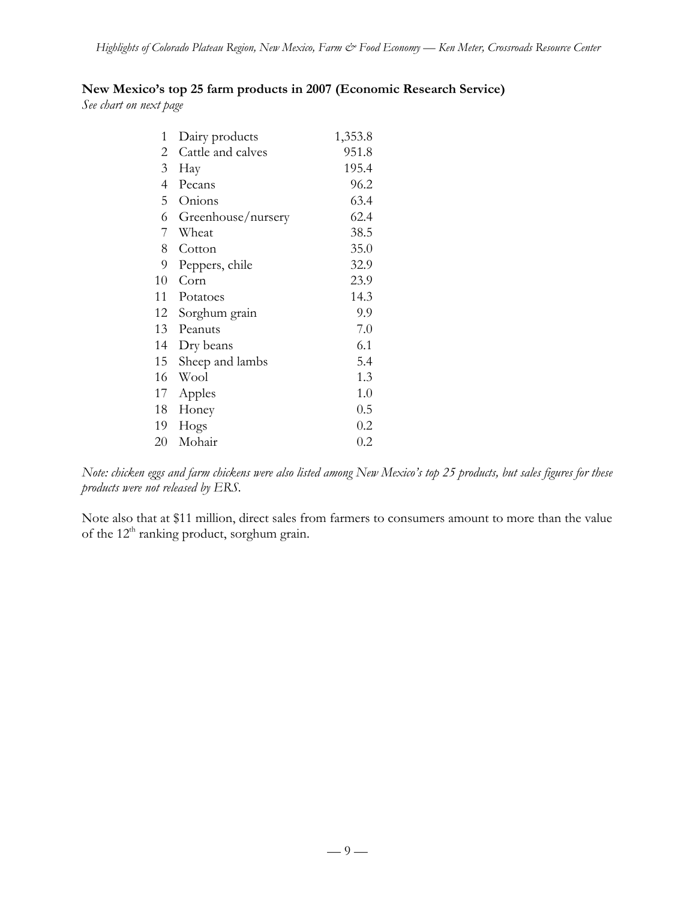**New Mexico's top 25 farm products in 2007 (Economic Research Service)**

*See chart on next page*

| | | |
|---|---|---|
| 1 | Dairy products | 1,353.8 |
| 2 | Cattle and calves | 951.8 |
| 3 | Hay | 195.4 |
| 4 | Pecans | 96.2 |
| 5 | Onions | 63.4 |
| 6 | Greenhouse/nursery | 62.4 |
| 7 | Wheat | 38.5 |
| 8 | Cotton | 35.0 |
| 9 | Peppers, chile | 32.9 |
| 10 | Corn | 23.9 |
| 11 | Potatoes | 14.3 |
| 12 | Sorghum grain | 9.9 |
| 13 | Peanuts | 7.0 |
| 14 | Dry beans | 6.1 |
| 15 | Sheep and lambs | 5.4 |
| 16 | Wool | 1.3 |
| 17 | Apples | 1.0 |
| 18 | Honey | 0.5 |
| 19 | Hogs | 0.2 |
| 20 | Mohair | 0.2 |

*Note: chicken eggs and farm chickens were also listed among New Mexico's top 25 products, but sales figures for these products were not released by ERS.*

Note also that at $11 million, direct sales from farmers to consumers amount to more than the value of the 12th ranking product, sorghum grain.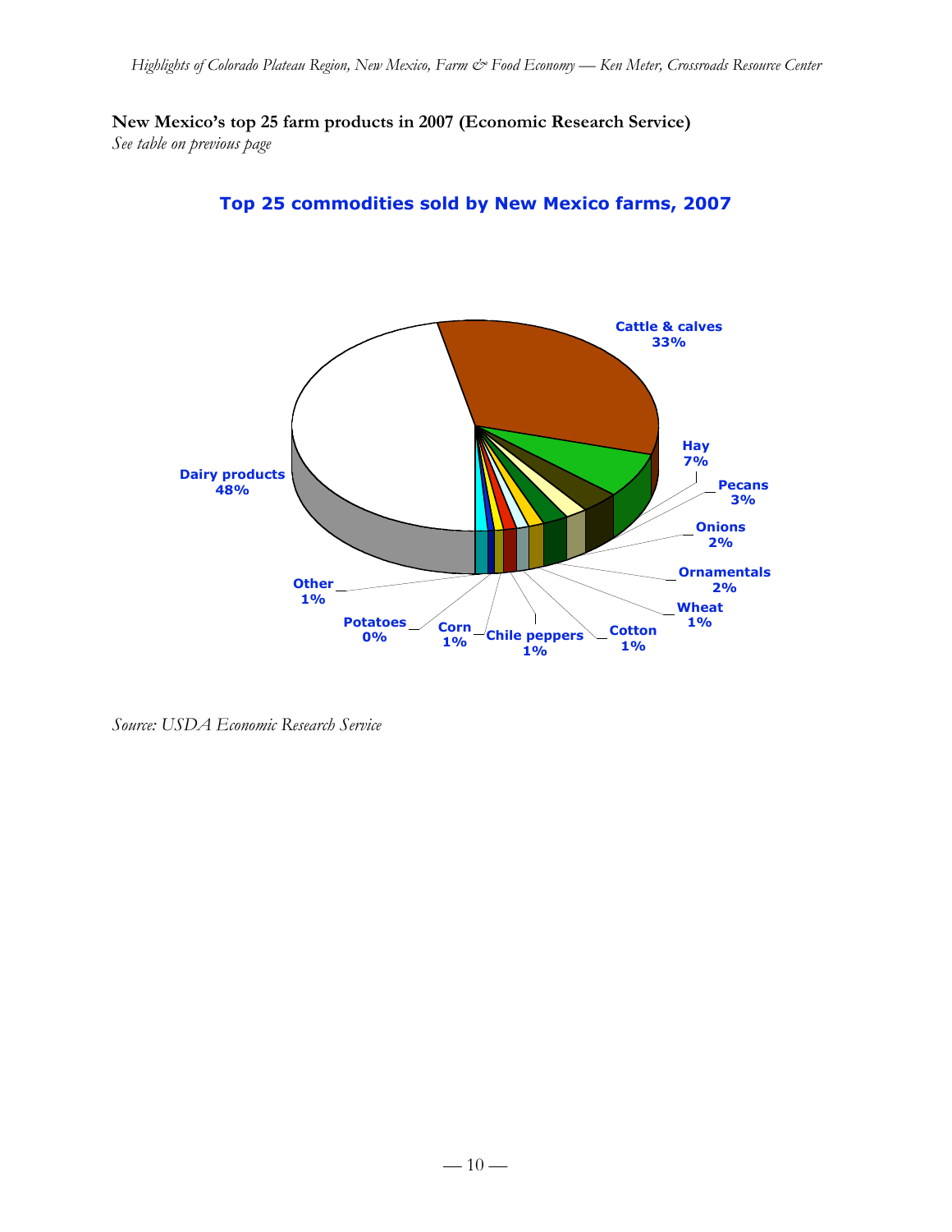**New Mexico's top 25 farm products in 2007 (Economic Research Service)**
*See table on previous page*

**Top 25 commodities sold by New Mexico farms, 2007**

Dairy products 48%
Cattle & calves 33%
Hay 7%
Pecans 3%
Onions 2%
Ornamentals 2%
Wheat 1%
Cotton 1%
Chile peppers 1%
Corn 1%
Potatoes 0%
Other 1%

*Source: USDA Economic Research Service*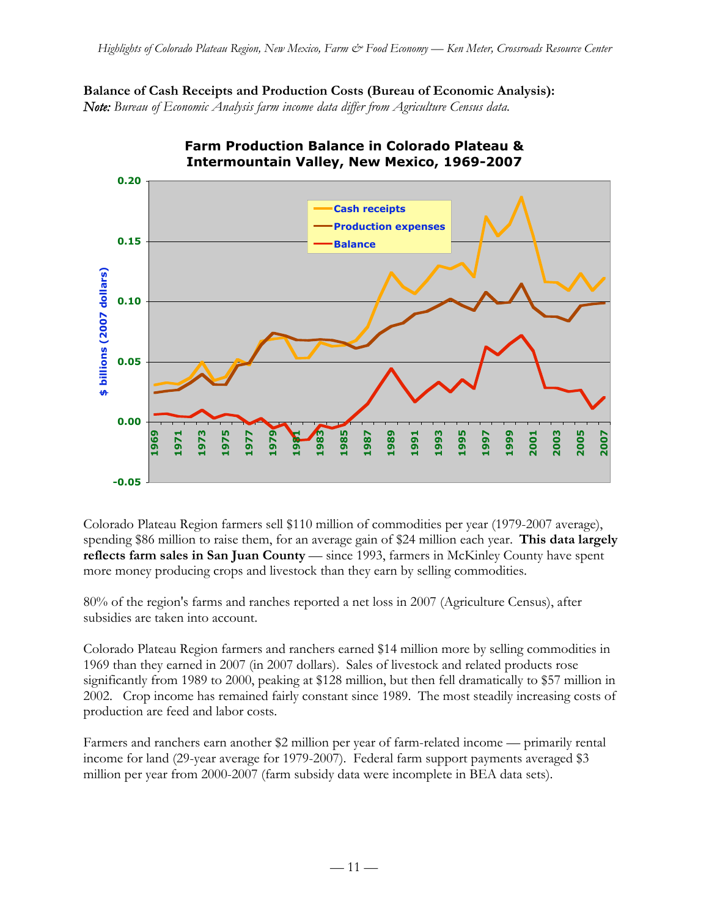**Balance of Cash Receipts and Production Costs (Bureau of Economic Analysis):**
***Note:*** *Bureau of Economic Analysis farm income data differ from Agriculture Census data.*

Colorado Plateau Region farmers sell $110 million of commodities per year (1979-2007 average), spending $86 million to raise them, for an average gain of $24 million each year. **This data largely reflects farm sales in San Juan County** — since 1993, farmers in McKinley County have spent more money producing crops and livestock than they earn by selling commodities.

80% of the region's farms and ranches reported a net loss in 2007 (Agriculture Census), after subsidies are taken into account.

Colorado Plateau Region farmers and ranchers earned $14 million more by selling commodities in 1969 than they earned in 2007 (in 2007 dollars). Sales of livestock and related products rose significantly from 1989 to 2000, peaking at $128 million, but then fell dramatically to $57 million in 2002. Crop income has remained fairly constant since 1989. The most steadily increasing costs of production are feed and labor costs.

Farmers and ranchers earn another $2 million per year of farm-related income — primarily rental income for land (29-year average for 1979-2007). Federal farm support payments averaged $3 million per year from 2000-2007 (farm subsidy data were incomplete in BEA data sets).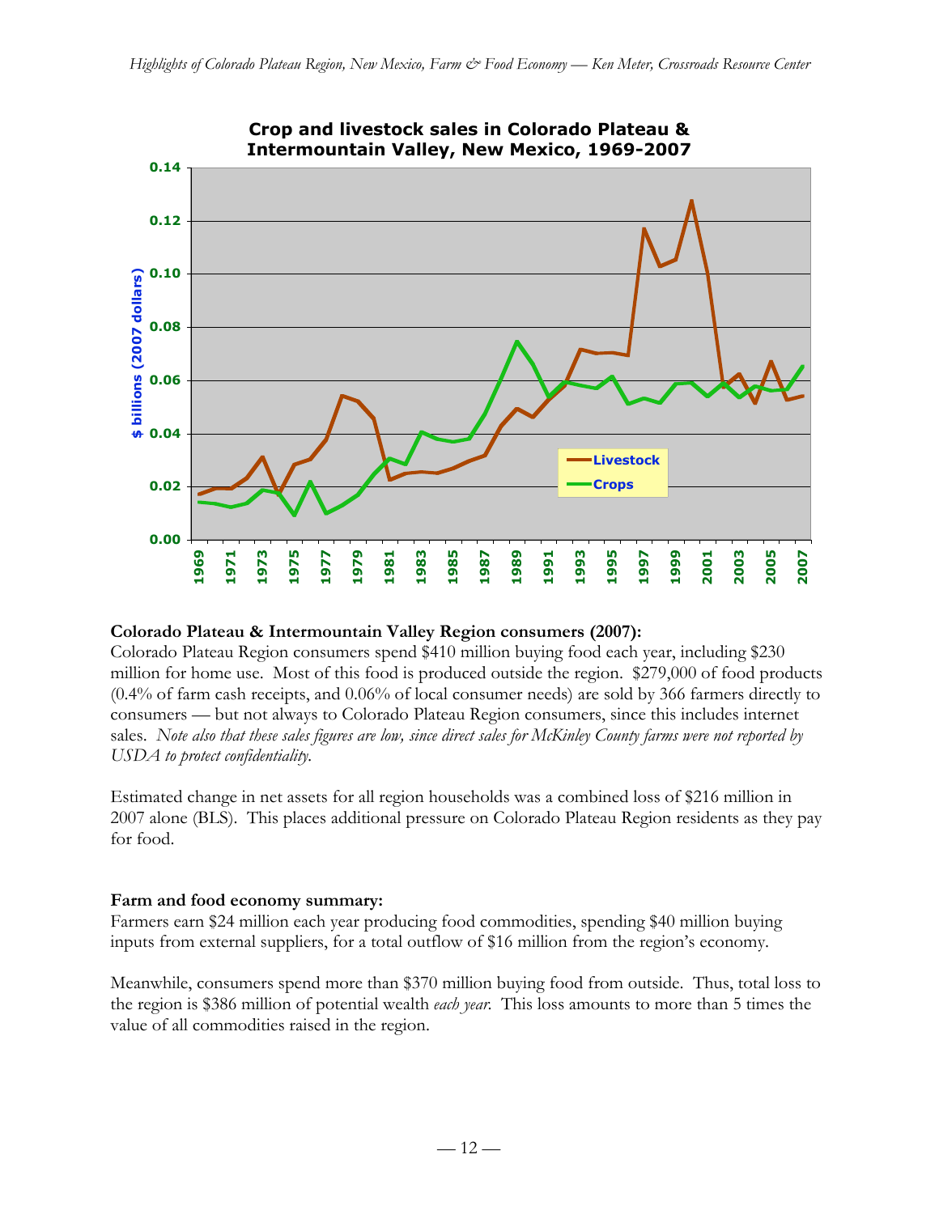**Crop and livestock sales in Colorado Plateau & Intermountain Valley, New Mexico, 1969-2007**

**Colorado Plateau & Intermountain Valley Region consumers (2007):**
Colorado Plateau Region consumers spend $410 million buying food each year, including $230 million for home use. Most of this food is produced outside the region. $279,000 of food products (0.4% of farm cash receipts, and 0.06% of local consumer needs) are sold by 366 farmers directly to consumers — but not always to Colorado Plateau Region consumers, since this includes internet sales. *Note also that these sales figures are low, since direct sales for McKinley County farms were not reported by USDA to protect confidentiality.*

Estimated change in net assets for all region households was a combined loss of $216 million in 2007 alone (BLS). This places additional pressure on Colorado Plateau Region residents as they pay for food.

**Farm and food economy summary:**
Farmers earn $24 million each year producing food commodities, spending $40 million buying inputs from external suppliers, for a total outflow of $16 million from the region's economy.

Meanwhile, consumers spend more than $370 million buying food from outside. Thus, total loss to the region is $386 million of potential wealth *each year*. This loss amounts to more than 5 times the value of all commodities raised in the region.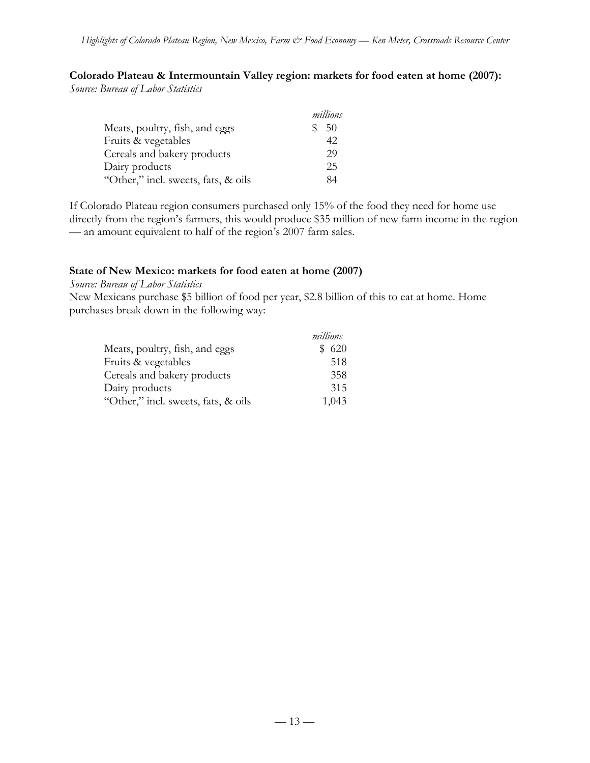**Colorado Plateau & Intermountain Valley region: markets for food eaten at home (2007):**
*Source: Bureau of Labor Statistics*

| | *millions* |
|---|---|
| Meats, poultry, fish, and eggs | $ 50 |
| Fruits & vegetables | 42 |
| Cereals and bakery products | 29 |
| Dairy products | 25 |
| "Other," incl. sweets, fats, & oils | 84 |

If Colorado Plateau region consumers purchased only 15% of the food they need for home use directly from the region's farmers, this would produce $35 million of new farm income in the region — an amount equivalent to half of the region's 2007 farm sales.

**State of New Mexico: markets for food eaten at home (2007)**
*Source: Bureau of Labor Statistics*
New Mexicans purchase $5 billion of food per year, $2.8 billion of this to eat at home. Home purchases break down in the following way:

| | *millions* |
|---|---|
| Meats, poultry, fish, and eggs | $ 620 |
| Fruits & vegetables | 518 |
| Cereals and bakery products | 358 |
| Dairy products | 315 |
| "Other," incl. sweets, fats, & oils | 1,043 |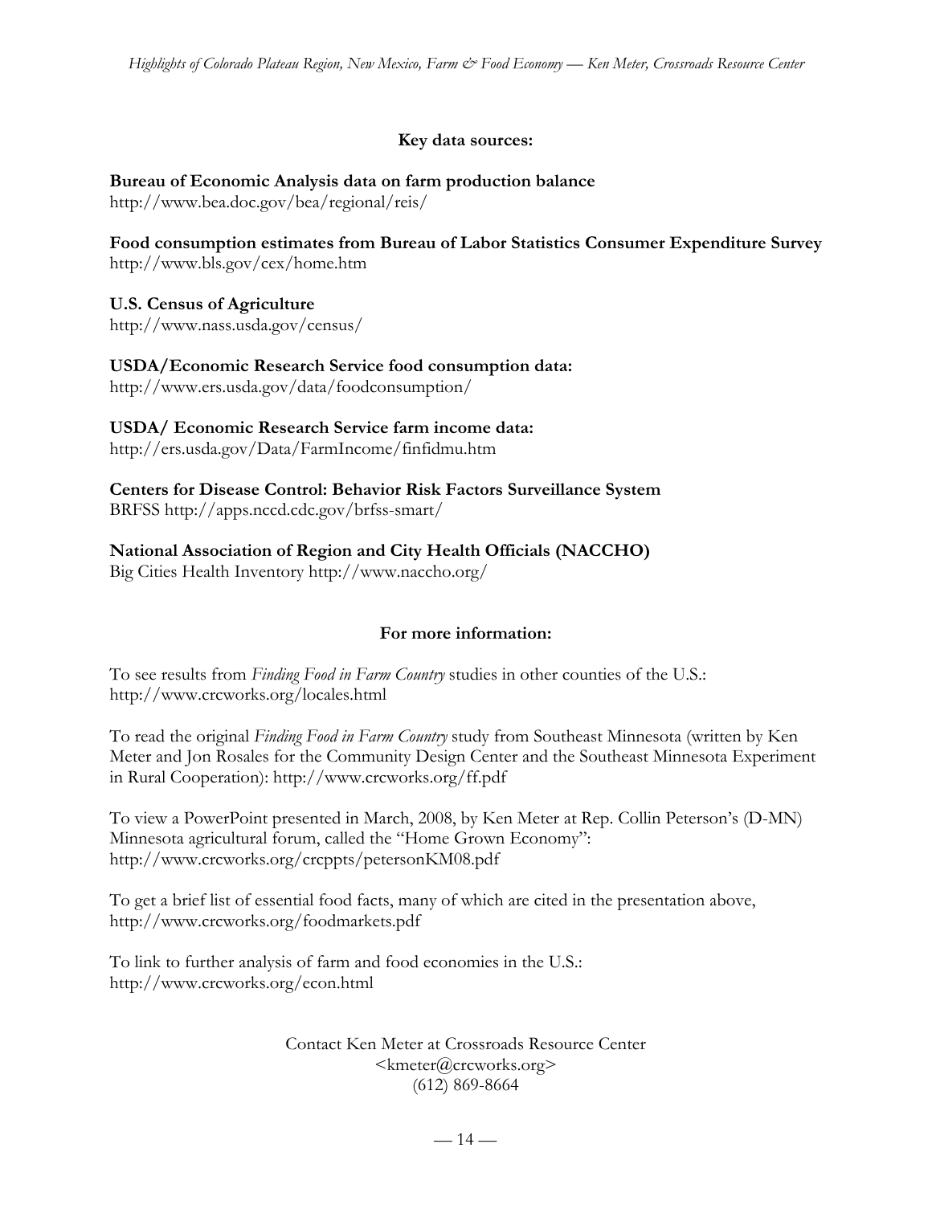### Key data sources:

**Bureau of Economic Analysis data on farm production balance**
http://www.bea.doc.gov/bea/regional/reis/

**Food consumption estimates from Bureau of Labor Statistics Consumer Expenditure Survey**
http://www.bls.gov/cex/home.htm

**U.S. Census of Agriculture**
http://www.nass.usda.gov/census/

**USDA/Economic Research Service food consumption data:**
http://www.ers.usda.gov/data/foodconsumption/

**USDA/ Economic Research Service farm income data:**
http://ers.usda.gov/Data/FarmIncome/finfidmu.htm

**Centers for Disease Control: Behavior Risk Factors Surveillance System**
BRFSS http://apps.nccd.cdc.gov/brfss-smart/

**National Association of Region and City Health Officials (NACCHO)**
Big Cities Health Inventory http://www.naccho.org/

### For more information:

To see results from *Finding Food in Farm Country* studies in other counties of the U.S.:
http://www.crcworks.org/locales.html

To read the original *Finding Food in Farm Country* study from Southeast Minnesota (written by Ken Meter and Jon Rosales for the Community Design Center and the Southeast Minnesota Experiment in Rural Cooperation): http://www.crcworks.org/ff.pdf

To view a PowerPoint presented in March, 2008, by Ken Meter at Rep. Collin Peterson's (D-MN) Minnesota agricultural forum, called the "Home Grown Economy":
http://www.crcworks.org/crcppts/petersonKM08.pdf

To get a brief list of essential food facts, many of which are cited in the presentation above,
http://www.crcworks.org/foodmarkets.pdf

To link to further analysis of farm and food economies in the U.S.:
http://www.crcworks.org/econ.html

Contact Ken Meter at Crossroads Resource Center
<kmeter@crcworks.org>
(612) 869-8664